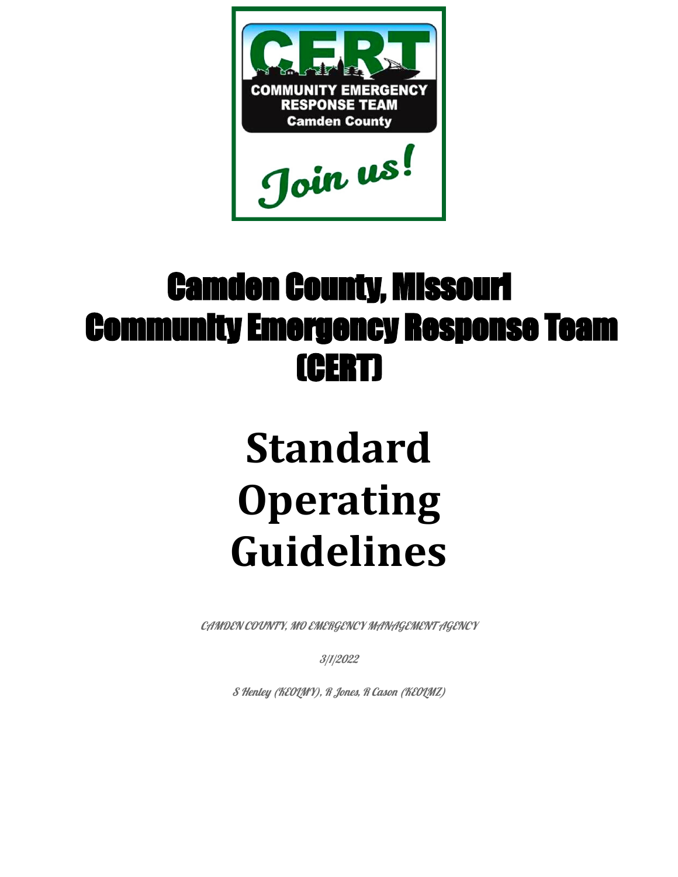# Camden County, Missouri Community Emergency Response Team (CERT)

# Standard Operating Guidelines

*CAMDEN COUNTY, MO EMERGENCY MANAGEMENT AGENCY*

*3/1/2022*

*S Henley (KE0LMY), R Jones, R Cason (KE0LMZ)*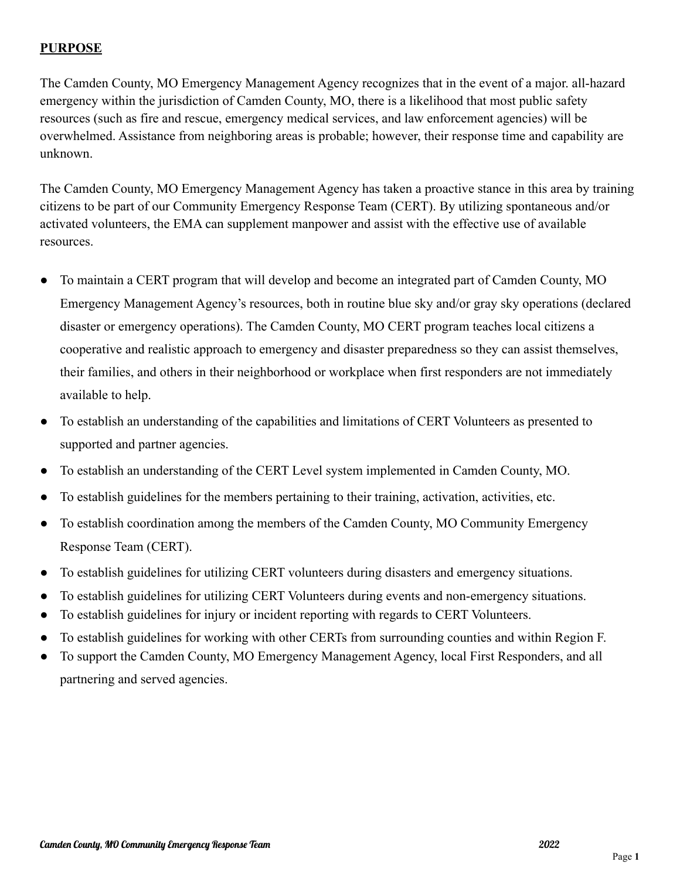## **PURPOSE**

The Camden County, MO Emergency Management Agency recognizes that in the event of a major. all-hazard emergency within the jurisdiction of Camden County, MO, there is a likelihood that most public safety resources (such as fire and rescue, emergency medical services, and law enforcement agencies) will be overwhelmed. Assistance from neighboring areas is probable; however, their response time and capability are unknown.

The Camden County, MO Emergency Management Agency has taken a proactive stance in this area by training citizens to be part of our Community Emergency Response Team (CERT). By utilizing spontaneous and/or activated volunteers, the EMA can supplement manpower and assist with the effective use of available resources.

- To maintain a CERT program that will develop and become an integrated part of Camden County, MO Emergency Management Agency's resources, both in routine blue sky and/or gray sky operations (declared disaster or emergency operations). The Camden County, MO CERT program teaches local citizens a cooperative and realistic approach to emergency and disaster preparedness so they can assist themselves, their families, and others in their neighborhood or workplace when first responders are not immediately available to help.
- To establish an understanding of the capabilities and limitations of CERT Volunteers as presented to supported and partner agencies.
- To establish an understanding of the CERT Level system implemented in Camden County, MO.
- To establish guidelines for the members pertaining to their training, activation, activities, etc.
- To establish coordination among the members of the Camden County, MO Community Emergency Response Team (CERT).
- To establish guidelines for utilizing CERT volunteers during disasters and emergency situations.
- To establish guidelines for utilizing CERT Volunteers during events and non-emergency situations.
- To establish guidelines for injury or incident reporting with regards to CERT Volunteers.
- To establish guidelines for working with other CERTs from surrounding counties and within Region F.
- To support the Camden County, MO Emergency Management Agency, local First Responders, and all partnering and served agencies.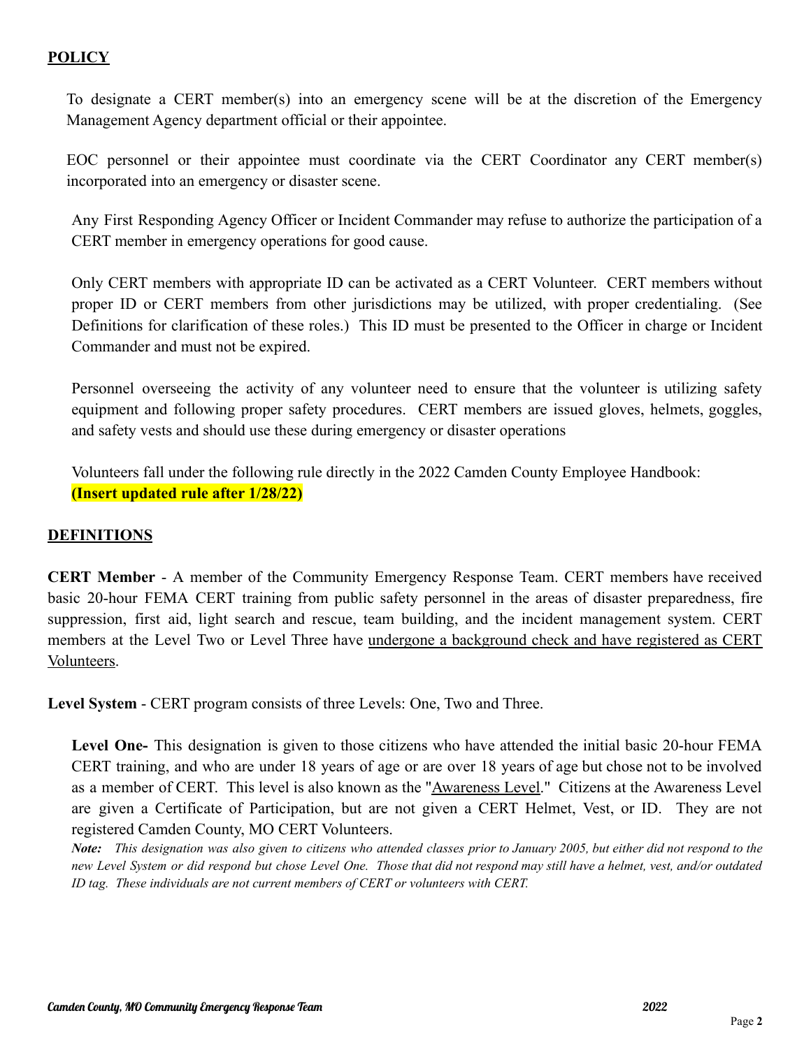## POLICY

To designate a CERT member(s) into an emergency scene will be at the discretion of the Emergency Management Agency department official or their appointee.

EOC personnel or their appointee must coordinate via the CERT Coordinator any CERT member(s) incorporated into an emergency or disaster scene.

Any First Responding Agency Officer or Incident Commander may refuse to authorize the participation of a CERT member in emergency operations for good cause.

Only CERT members with appropriate ID can be activated as a CERT Volunteer. CERT members without proper ID or CERT members from other jurisdictions may be utilized, with proper credentialing. (See Definitions for clarification of these roles.) This ID must be presented to the Officer in charge or Incident Commander and must not be expired.

Personnel overseeing the activity of any volunteer need to ensure that the volunteer is utilizing safety equipment and following proper safety procedures. CERT members are issued gloves, helmets, goggles, and safety vests and should use these during emergency or disaster operations

Volunteers fall under the following rule directly in the 2022 Camden County Employee Handbook:
**(Insert updated rule after 1/28/22)**

## DEFINITIONS

**CERT Member** - A member of the Community Emergency Response Team. CERT members have received basic 20-hour FEMA CERT training from public safety personnel in the areas of disaster preparedness, fire suppression, first aid, light search and rescue, team building, and the incident management system. CERT members at the Level Two or Level Three have undergone a background check and have registered as CERT Volunteers.

**Level System** - CERT program consists of three Levels: One, Two and Three.

**Level One-** This designation is given to those citizens who have attended the initial basic 20-hour FEMA CERT training, and who are under 18 years of age or are over 18 years of age but chose not to be involved as a member of CERT. This level is also known as the "Awareness Level." Citizens at the Awareness Level are given a Certificate of Participation, but are not given a CERT Helmet, Vest, or ID. They are not registered Camden County, MO CERT Volunteers.

***Note:*** *This designation was also given to citizens who attended classes prior to January 2005, but either did not respond to the new Level System or did respond but chose Level One. Those that did not respond may still have a helmet, vest, and/or outdated ID tag. These individuals are not current members of CERT or volunteers with CERT.*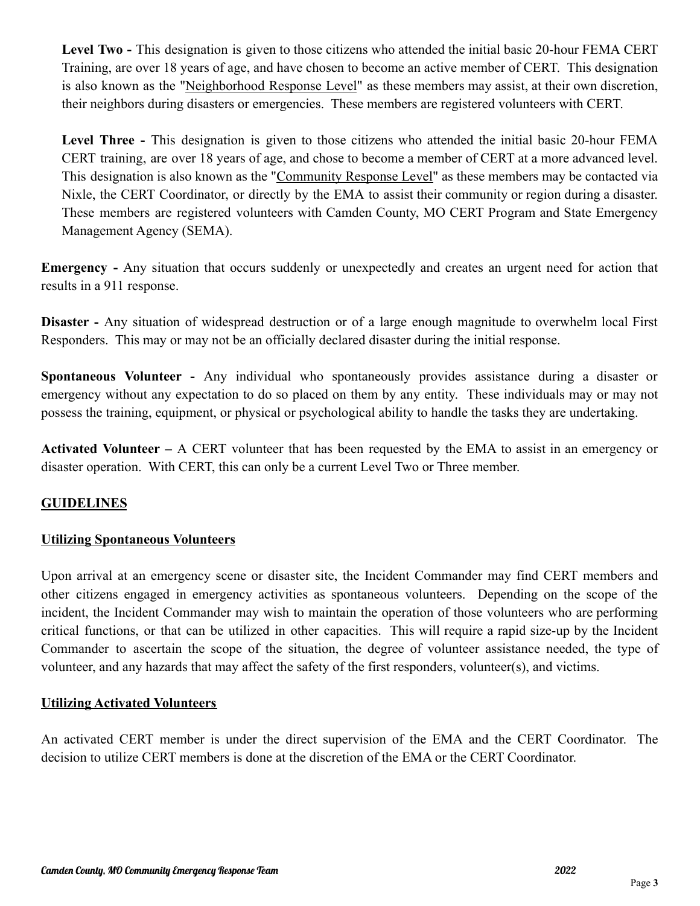**Level Two -** This designation is given to those citizens who attended the initial basic 20-hour FEMA CERT Training, are over 18 years of age, and have chosen to become an active member of CERT. This designation is also known as the "Neighborhood Response Level" as these members may assist, at their own discretion, their neighbors during disasters or emergencies. These members are registered volunteers with CERT.

**Level Three -** This designation is given to those citizens who attended the initial basic 20-hour FEMA CERT training, are over 18 years of age, and chose to become a member of CERT at a more advanced level. This designation is also known as the "Community Response Level" as these members may be contacted via Nixle, the CERT Coordinator, or directly by the EMA to assist their community or region during a disaster. These members are registered volunteers with Camden County, MO CERT Program and State Emergency Management Agency (SEMA).

**Emergency -** Any situation that occurs suddenly or unexpectedly and creates an urgent need for action that results in a 911 response.

**Disaster -** Any situation of widespread destruction or of a large enough magnitude to overwhelm local First Responders. This may or may not be an officially declared disaster during the initial response.

**Spontaneous Volunteer -** Any individual who spontaneously provides assistance during a disaster or emergency without any expectation to do so placed on them by any entity. These individuals may or may not possess the training, equipment, or physical or psychological ability to handle the tasks they are undertaking.

**Activated Volunteer –** A CERT volunteer that has been requested by the EMA to assist in an emergency or disaster operation. With CERT, this can only be a current Level Two or Three member.

## GUIDELINES

### Utilizing Spontaneous Volunteers

Upon arrival at an emergency scene or disaster site, the Incident Commander may find CERT members and other citizens engaged in emergency activities as spontaneous volunteers. Depending on the scope of the incident, the Incident Commander may wish to maintain the operation of those volunteers who are performing critical functions, or that can be utilized in other capacities. This will require a rapid size-up by the Incident Commander to ascertain the scope of the situation, the degree of volunteer assistance needed, the type of volunteer, and any hazards that may affect the safety of the first responders, volunteer(s), and victims.

### Utilizing Activated Volunteers

An activated CERT member is under the direct supervision of the EMA and the CERT Coordinator. The decision to utilize CERT members is done at the discretion of the EMA or the CERT Coordinator.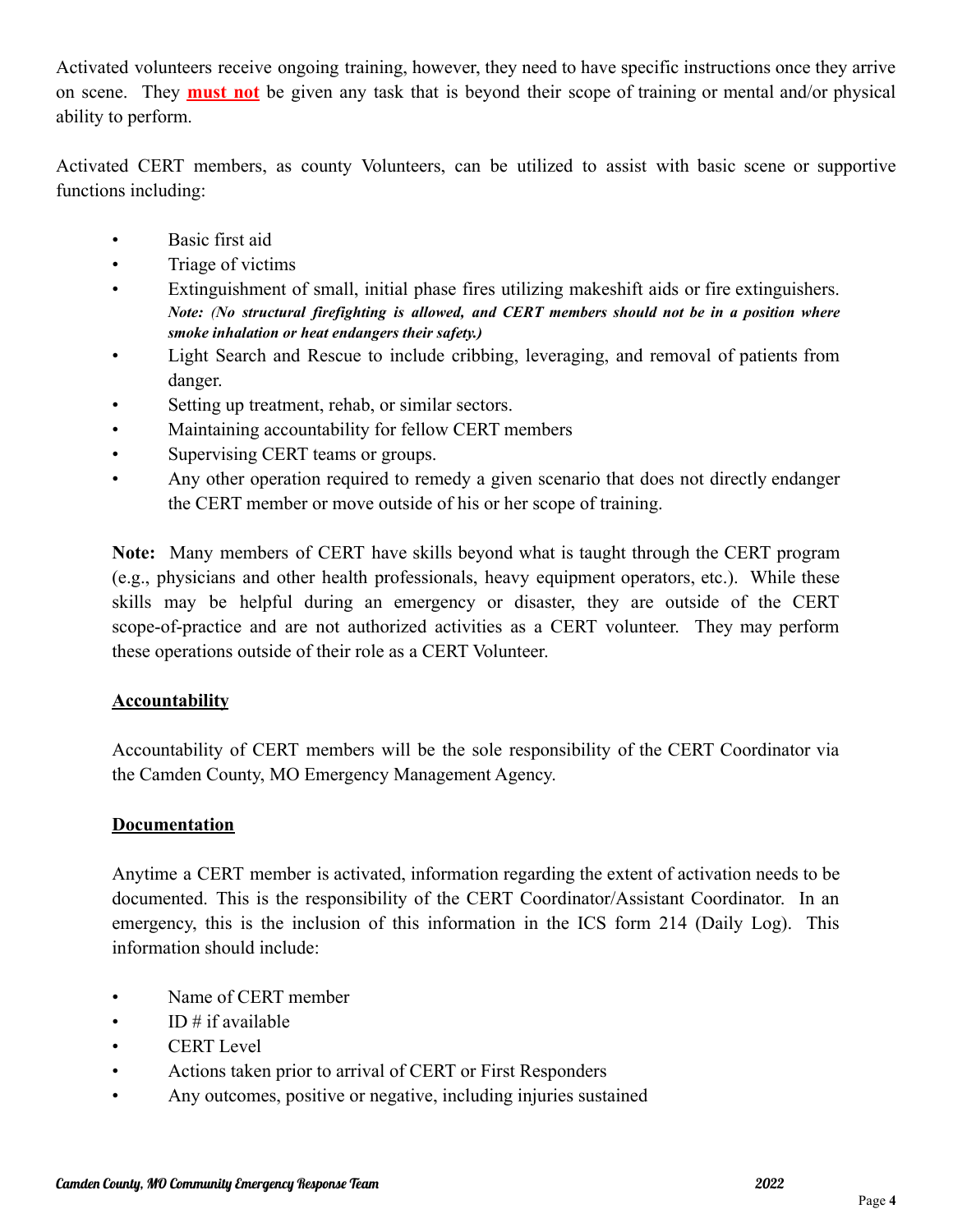Activated volunteers receive ongoing training, however, they need to have specific instructions once they arrive on scene. They **must not** be given any task that is beyond their scope of training or mental and/or physical ability to perform.

Activated CERT members, as county Volunteers, can be utilized to assist with basic scene or supportive functions including:

- Basic first aid
- Triage of victims
- Extinguishment of small, initial phase fires utilizing makeshift aids or fire extinguishers. ***Note: (No structural firefighting is allowed, and CERT members should not be in a position where smoke inhalation or heat endangers their safety.)***
- Light Search and Rescue to include cribbing, leveraging, and removal of patients from danger.
- Setting up treatment, rehab, or similar sectors.
- Maintaining accountability for fellow CERT members
- Supervising CERT teams or groups.
- Any other operation required to remedy a given scenario that does not directly endanger the CERT member or move outside of his or her scope of training.

**Note:** Many members of CERT have skills beyond what is taught through the CERT program (e.g., physicians and other health professionals, heavy equipment operators, etc.). While these skills may be helpful during an emergency or disaster, they are outside of the CERT scope-of-practice and are not authorized activities as a CERT volunteer. They may perform these operations outside of their role as a CERT Volunteer.

## Accountability

Accountability of CERT members will be the sole responsibility of the CERT Coordinator via the Camden County, MO Emergency Management Agency.

## Documentation

Anytime a CERT member is activated, information regarding the extent of activation needs to be documented. This is the responsibility of the CERT Coordinator/Assistant Coordinator. In an emergency, this is the inclusion of this information in the ICS form 214 (Daily Log). This information should include:

- Name of CERT member
- ID # if available
- CERT Level
- Actions taken prior to arrival of CERT or First Responders
- Any outcomes, positive or negative, including injuries sustained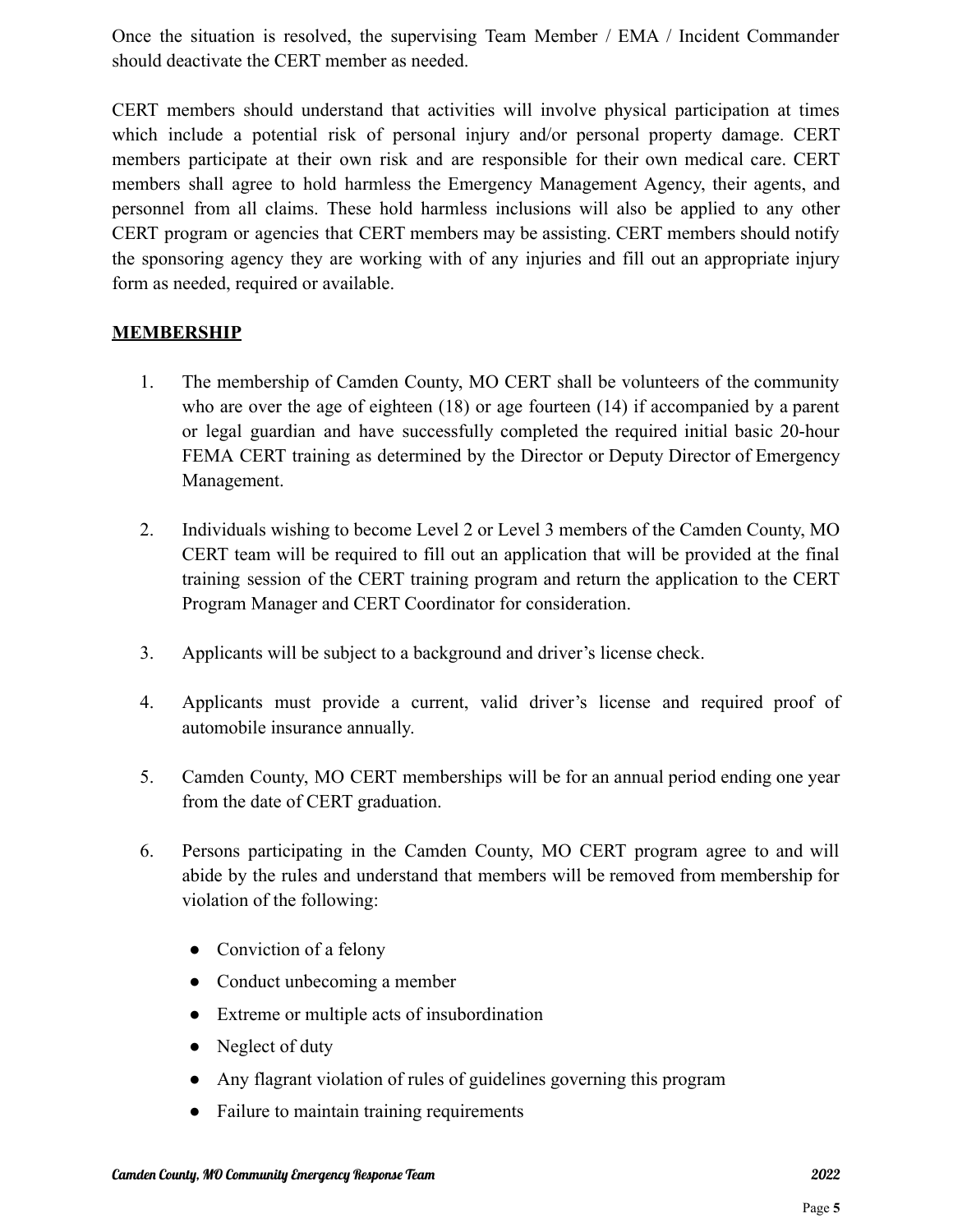Once the situation is resolved, the supervising Team Member / EMA / Incident Commander should deactivate the CERT member as needed.

CERT members should understand that activities will involve physical participation at times which include a potential risk of personal injury and/or personal property damage. CERT members participate at their own risk and are responsible for their own medical care. CERT members shall agree to hold harmless the Emergency Management Agency, their agents, and personnel from all claims. These hold harmless inclusions will also be applied to any other CERT program or agencies that CERT members may be assisting. CERT members should notify the sponsoring agency they are working with of any injuries and fill out an appropriate injury form as needed, required or available.

## MEMBERSHIP

1. The membership of Camden County, MO CERT shall be volunteers of the community who are over the age of eighteen (18) or age fourteen (14) if accompanied by a parent or legal guardian and have successfully completed the required initial basic 20-hour FEMA CERT training as determined by the Director or Deputy Director of Emergency Management.

2. Individuals wishing to become Level 2 or Level 3 members of the Camden County, MO CERT team will be required to fill out an application that will be provided at the final training session of the CERT training program and return the application to the CERT Program Manager and CERT Coordinator for consideration.

3. Applicants will be subject to a background and driver's license check.

4. Applicants must provide a current, valid driver's license and required proof of automobile insurance annually.

5. Camden County, MO CERT memberships will be for an annual period ending one year from the date of CERT graduation.

6. Persons participating in the Camden County, MO CERT program agree to and will abide by the rules and understand that members will be removed from membership for violation of the following:

   - Conviction of a felony
   - Conduct unbecoming a member
   - Extreme or multiple acts of insubordination
   - Neglect of duty
   - Any flagrant violation of rules of guidelines governing this program
   - Failure to maintain training requirements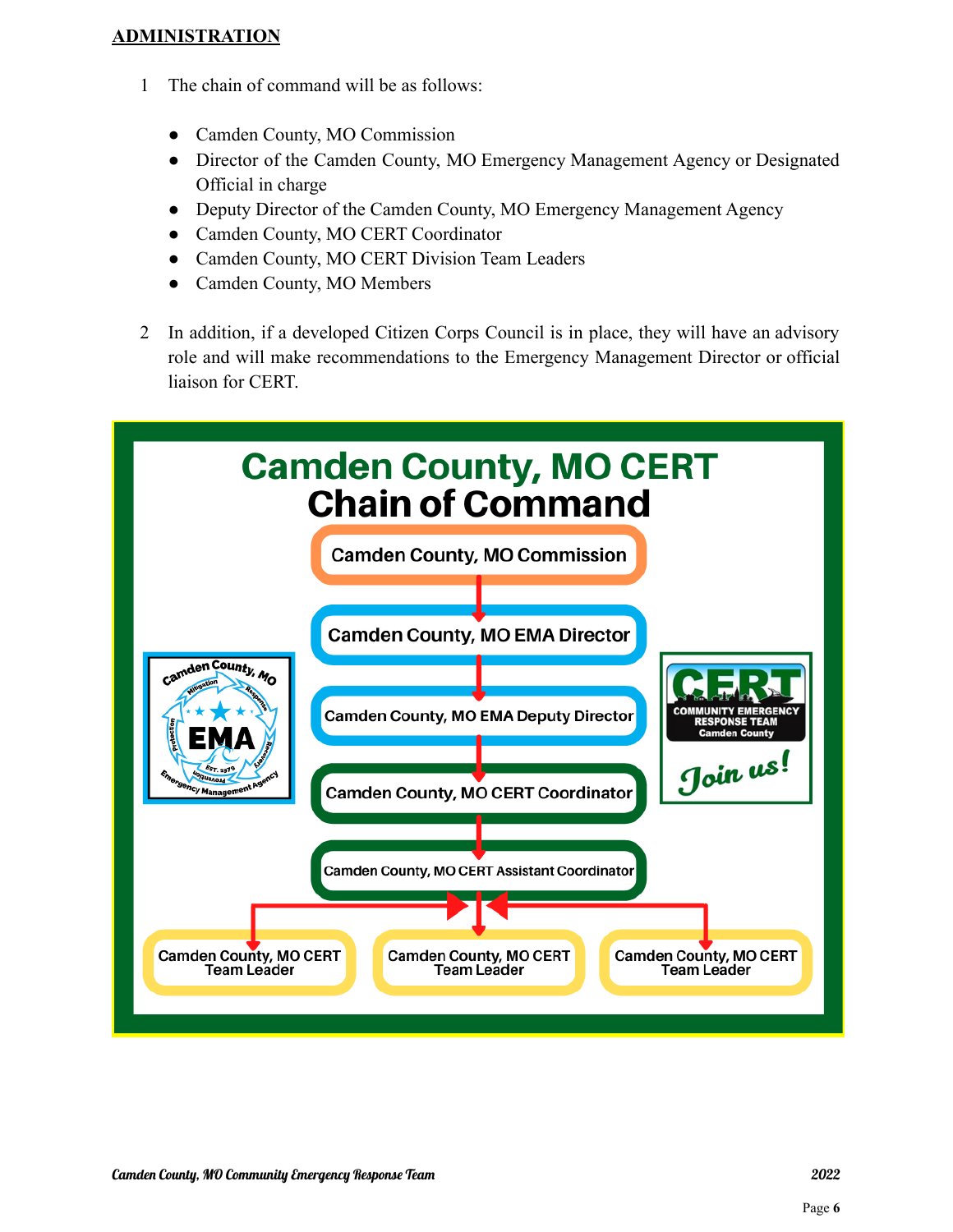**ADMINISTRATION**

1 The chain of command will be as follows:

- Camden County, MO Commission
- Director of the Camden County, MO Emergency Management Agency or Designated Official in charge
- Deputy Director of the Camden County, MO Emergency Management Agency
- Camden County, MO CERT Coordinator
- Camden County, MO CERT Division Team Leaders
- Camden County, MO Members

2 In addition, if a developed Citizen Corps Council is in place, they will have an advisory role and will make recommendations to the Emergency Management Director or official liaison for CERT.

**Camden County, MO CERT**
**Chain of Command**

- Camden County, MO Commission
  - Camden County, MO EMA Director
    - Camden County, MO EMA Deputy Director
      - Camden County, MO CERT Coordinator
        - Camden County, MO CERT Assistant Coordinator
          - Camden County, MO CERT Team Leader
          - Camden County, MO CERT Team Leader
          - Camden County, MO CERT Team Leader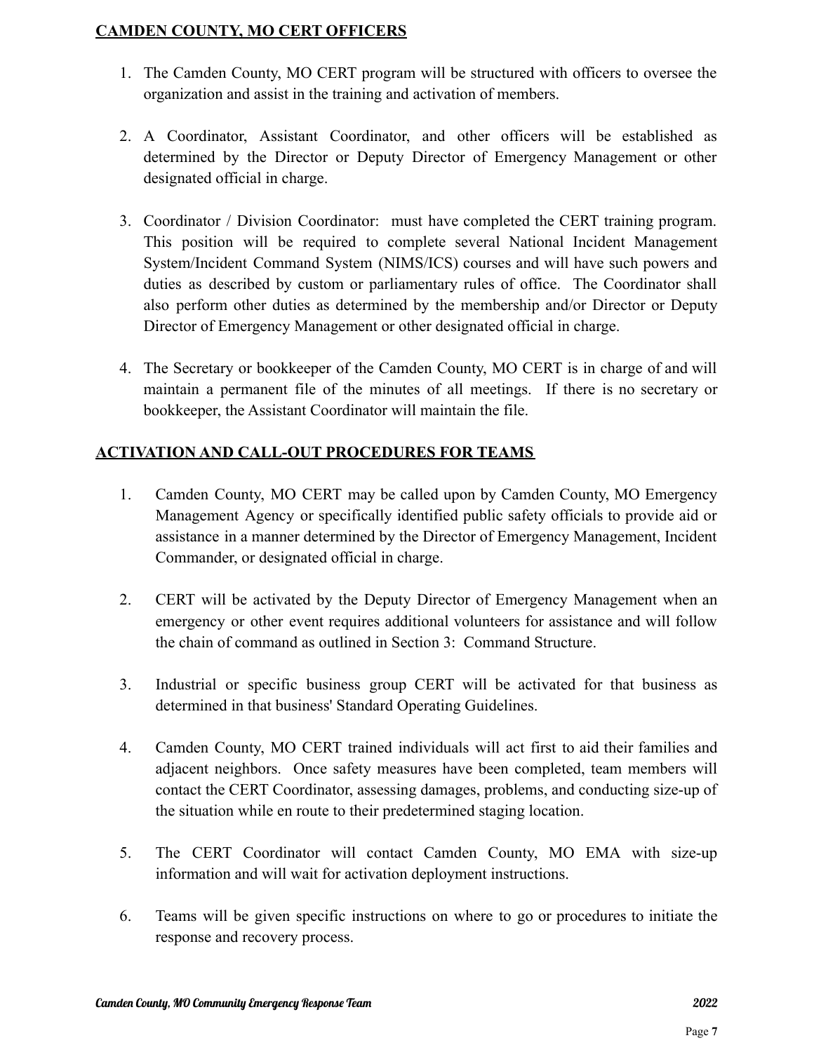## CAMDEN COUNTY, MO CERT OFFICERS

1. The Camden County, MO CERT program will be structured with officers to oversee the organization and assist in the training and activation of members.

2. A Coordinator, Assistant Coordinator, and other officers will be established as determined by the Director or Deputy Director of Emergency Management or other designated official in charge.

3. Coordinator / Division Coordinator: must have completed the CERT training program. This position will be required to complete several National Incident Management System/Incident Command System (NIMS/ICS) courses and will have such powers and duties as described by custom or parliamentary rules of office. The Coordinator shall also perform other duties as determined by the membership and/or Director or Deputy Director of Emergency Management or other designated official in charge.

4. The Secretary or bookkeeper of the Camden County, MO CERT is in charge of and will maintain a permanent file of the minutes of all meetings. If there is no secretary or bookkeeper, the Assistant Coordinator will maintain the file.

## ACTIVATION AND CALL-OUT PROCEDURES FOR TEAMS

1. Camden County, MO CERT may be called upon by Camden County, MO Emergency Management Agency or specifically identified public safety officials to provide aid or assistance in a manner determined by the Director of Emergency Management, Incident Commander, or designated official in charge.

2. CERT will be activated by the Deputy Director of Emergency Management when an emergency or other event requires additional volunteers for assistance and will follow the chain of command as outlined in Section 3: Command Structure.

3. Industrial or specific business group CERT will be activated for that business as determined in that business' Standard Operating Guidelines.

4. Camden County, MO CERT trained individuals will act first to aid their families and adjacent neighbors. Once safety measures have been completed, team members will contact the CERT Coordinator, assessing damages, problems, and conducting size-up of the situation while en route to their predetermined staging location.

5. The CERT Coordinator will contact Camden County, MO EMA with size-up information and will wait for activation deployment instructions.

6. Teams will be given specific instructions on where to go or procedures to initiate the response and recovery process.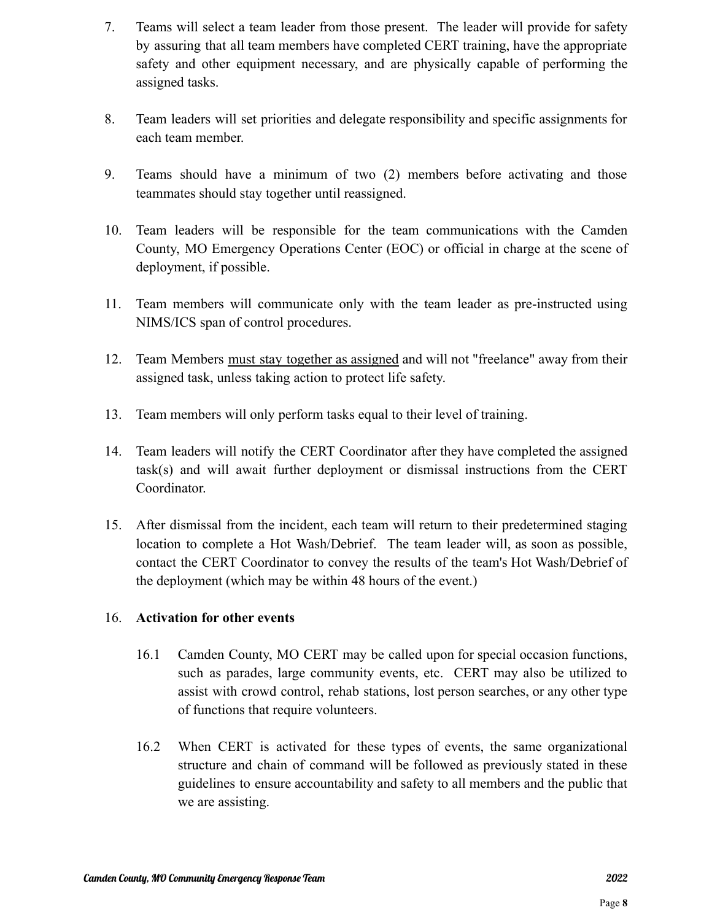7. Teams will select a team leader from those present. The leader will provide for safety by assuring that all team members have completed CERT training, have the appropriate safety and other equipment necessary, and are physically capable of performing the assigned tasks.

8. Team leaders will set priorities and delegate responsibility and specific assignments for each team member.

9. Teams should have a minimum of two (2) members before activating and those teammates should stay together until reassigned.

10. Team leaders will be responsible for the team communications with the Camden County, MO Emergency Operations Center (EOC) or official in charge at the scene of deployment, if possible.

11. Team members will communicate only with the team leader as pre-instructed using NIMS/ICS span of control procedures.

12. Team Members <u>must stay together as assigned</u> and will not "freelance" away from their assigned task, unless taking action to protect life safety.

13. Team members will only perform tasks equal to their level of training.

14. Team leaders will notify the CERT Coordinator after they have completed the assigned task(s) and will await further deployment or dismissal instructions from the CERT Coordinator.

15. After dismissal from the incident, each team will return to their predetermined staging location to complete a Hot Wash/Debrief. The team leader will, as soon as possible, contact the CERT Coordinator to convey the results of the team's Hot Wash/Debrief of the deployment (which may be within 48 hours of the event.)

16. **Activation for other events**

    16.1 Camden County, MO CERT may be called upon for special occasion functions, such as parades, large community events, etc. CERT may also be utilized to assist with crowd control, rehab stations, lost person searches, or any other type of functions that require volunteers.

    16.2 When CERT is activated for these types of events, the same organizational structure and chain of command will be followed as previously stated in these guidelines to ensure accountability and safety to all members and the public that we are assisting.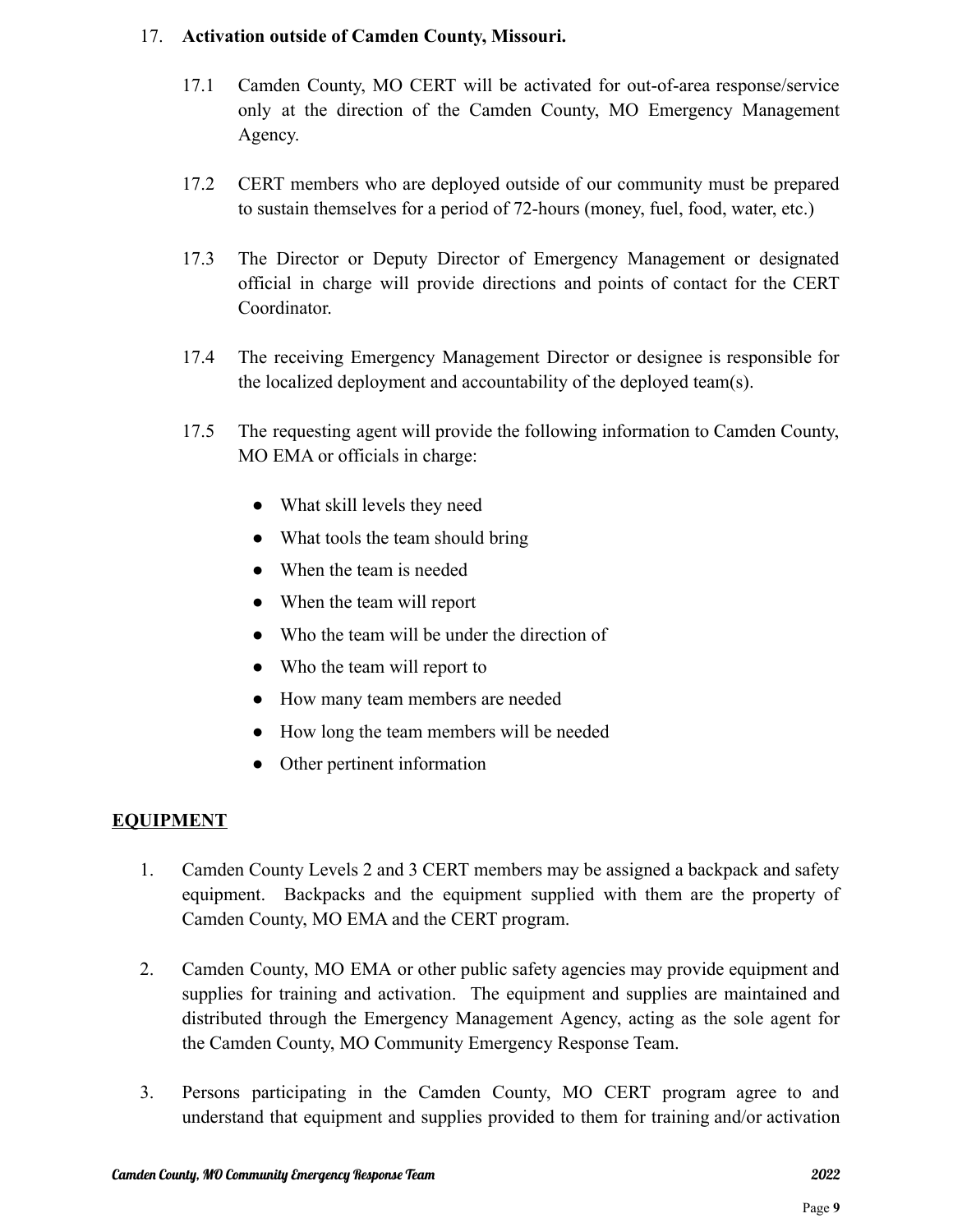17. **Activation outside of Camden County, Missouri.**

    17.1 Camden County, MO CERT will be activated for out-of-area response/service only at the direction of the Camden County, MO Emergency Management Agency.

    17.2 CERT members who are deployed outside of our community must be prepared to sustain themselves for a period of 72-hours (money, fuel, food, water, etc.)

    17.3 The Director or Deputy Director of Emergency Management or designated official in charge will provide directions and points of contact for the CERT Coordinator.

    17.4 The receiving Emergency Management Director or designee is responsible for the localized deployment and accountability of the deployed team(s).

    17.5 The requesting agent will provide the following information to Camden County, MO EMA or officials in charge:

    - What skill levels they need
    - What tools the team should bring
    - When the team is needed
    - When the team will report
    - Who the team will be under the direction of
    - Who the team will report to
    - How many team members are needed
    - How long the team members will be needed
    - Other pertinent information

## EQUIPMENT

1. Camden County Levels 2 and 3 CERT members may be assigned a backpack and safety equipment. Backpacks and the equipment supplied with them are the property of Camden County, MO EMA and the CERT program.

2. Camden County, MO EMA or other public safety agencies may provide equipment and supplies for training and activation. The equipment and supplies are maintained and distributed through the Emergency Management Agency, acting as the sole agent for the Camden County, MO Community Emergency Response Team.

3. Persons participating in the Camden County, MO CERT program agree to and understand that equipment and supplies provided to them for training and/or activation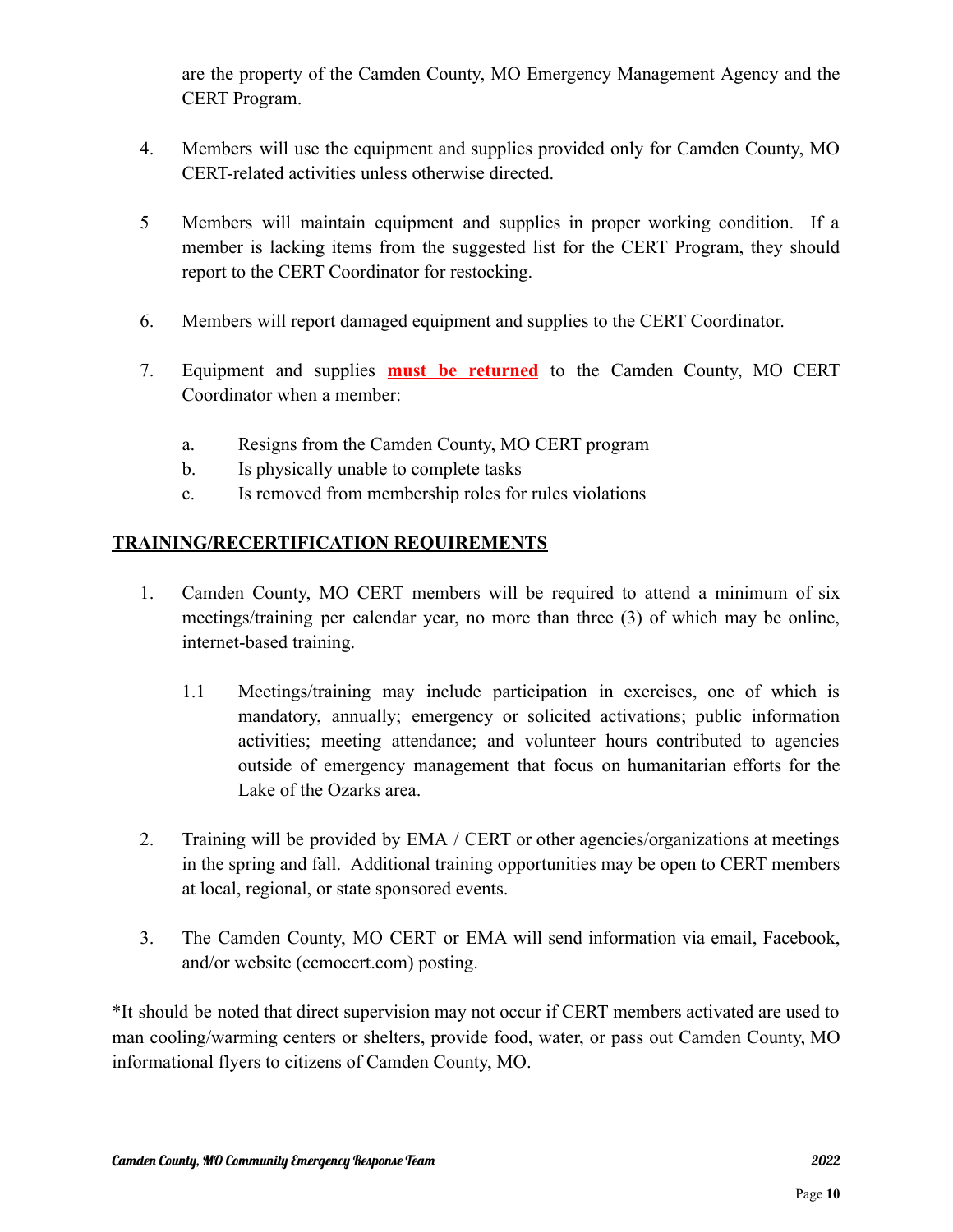are the property of the Camden County, MO Emergency Management Agency and the CERT Program.

4. Members will use the equipment and supplies provided only for Camden County, MO CERT-related activities unless otherwise directed.

5 Members will maintain equipment and supplies in proper working condition. If a member is lacking items from the suggested list for the CERT Program, they should report to the CERT Coordinator for restocking.

6. Members will report damaged equipment and supplies to the CERT Coordinator.

7. Equipment and supplies **must be returned** to the Camden County, MO CERT Coordinator when a member:

    a. Resigns from the Camden County, MO CERT program
    b. Is physically unable to complete tasks
    c. Is removed from membership roles for rules violations

## TRAINING/RECERTIFICATION REQUIREMENTS

1. Camden County, MO CERT members will be required to attend a minimum of six meetings/training per calendar year, no more than three (3) of which may be online, internet-based training.

    1.1 Meetings/training may include participation in exercises, one of which is mandatory, annually; emergency or solicited activations; public information activities; meeting attendance; and volunteer hours contributed to agencies outside of emergency management that focus on humanitarian efforts for the Lake of the Ozarks area.

2. Training will be provided by EMA / CERT or other agencies/organizations at meetings in the spring and fall. Additional training opportunities may be open to CERT members at local, regional, or state sponsored events.

3. The Camden County, MO CERT or EMA will send information via email, Facebook, and/or website (ccmocert.com) posting.

*It should be noted that direct supervision may not occur if CERT members activated are used to man cooling/warming centers or shelters, provide food, water, or pass out Camden County, MO informational flyers to citizens of Camden County, MO.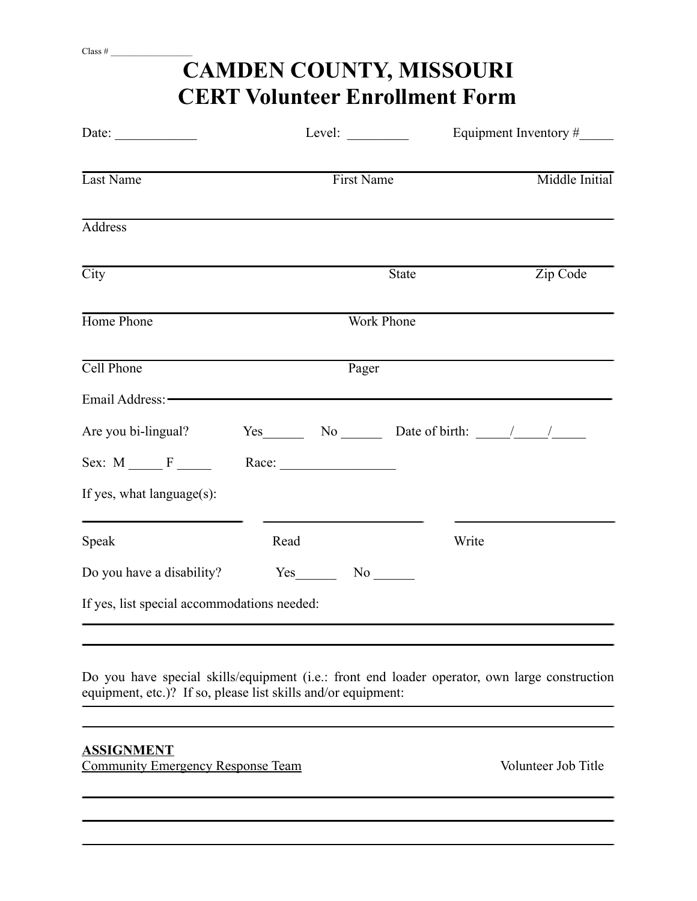Class # _________________

# CAMDEN COUNTY, MISSOURI
# CERT Volunteer Enrollment Form

Date: ____________ Level: _________ Equipment Inventory #_____

______________________________________________________________________

Last Name First Name Middle Initial

______________________________________________________________________

Address

______________________________________________________________________

City State Zip Code

______________________________________________________________________

Home Phone Work Phone

______________________________________________________________________

Cell Phone Pager

Email Address: ______________________________________________________

Are you bi-lingual? Yes______ No ______ Date of birth: _____/_____/_____

Sex: M _____ F _____ Race: _________________

If yes, what language(s):

______________________ ______________________ ______________________

Speak Read Write

Do you have a disability? Yes______ No ______

If yes, list special accommodations needed:

______________________________________________________________________

______________________________________________________________________

Do you have special skills/equipment (i.e.: front end loader operator, own large construction equipment, etc.)? If so, please list skills and/or equipment:

______________________________________________________________________

______________________________________________________________________

**ASSIGNMENT**

Community Emergency Response Team Volunteer Job Title

______________________________________________________________________

______________________________________________________________________

______________________________________________________________________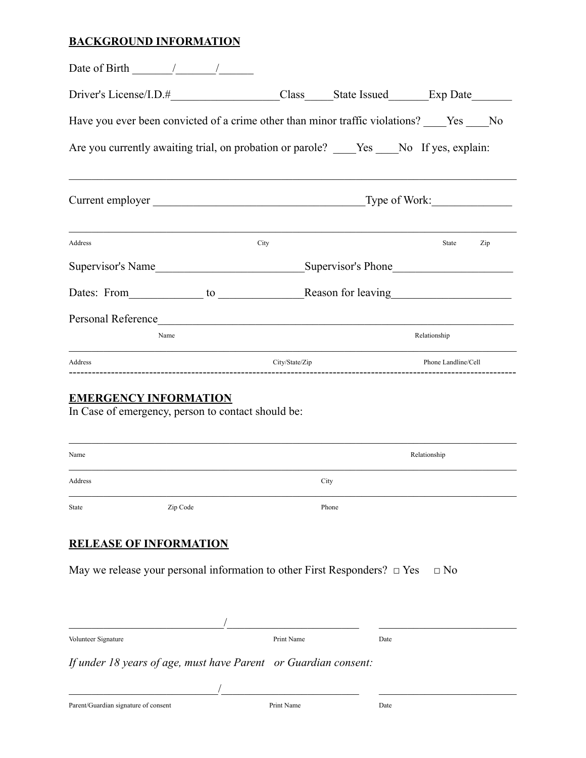## BACKGROUND INFORMATION

Date of Birth _______/_______/______

Driver's License/I.D.#___________________Class_____State Issued_______Exp Date_______

Have you ever been convicted of a crime other than minor traffic violations? ____Yes ____No

Are you currently awaiting trial, on probation or parole? ____Yes ____No If yes, explain:

_______________________________________________________________________________

Current employer _____________________________________Type of Work:_____________

_______________________________________________________________________________

Address City State Zip

Supervisor's Name_________________________Supervisor's Phone____________________

Dates: From____________ to ______________Reason for leaving____________________

Personal Reference_____________________________________________________________

Name Relationship

_______________________________________________________________________________

Address City/State/Zip Phone Landline/Cell

---

## EMERGENCY INFORMATION

In Case of emergency, person to contact should be:

_______________________________________________________________________________

Name Relationship

_______________________________________________________________________________

Address City

_______________________________________________________________________________

State Zip Code Phone

## RELEASE OF INFORMATION

May we release your personal information to other First Responders? □ Yes □ No

____________________________/________________________ ________________________

Volunteer Signature Print Name Date

*If under 18 years of age, must have Parent or Guardian consent:*

____________________________/________________________ ________________________

Parent/Guardian signature of consent Print Name Date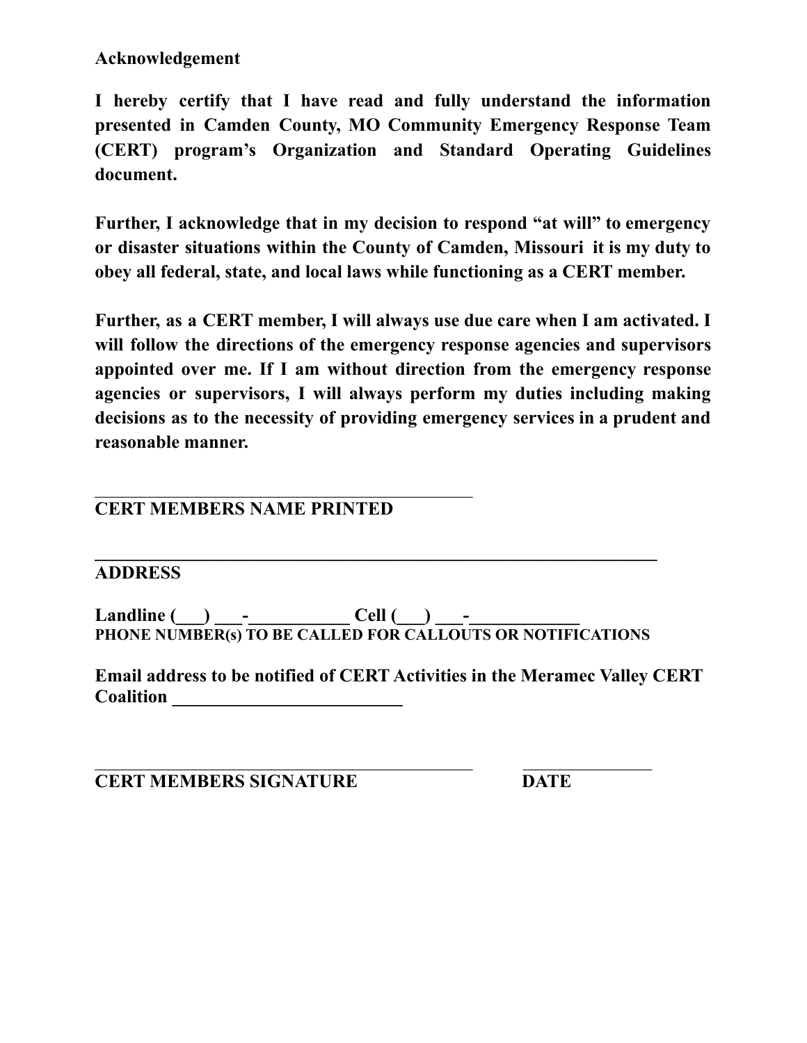**Acknowledgement**

**I hereby certify that I have read and fully understand the information presented in Camden County, MO Community Emergency Response Team (CERT) program's Organization and Standard Operating Guidelines document.**

**Further, I acknowledge that in my decision to respond "at will" to emergency or disaster situations within the County of Camden, Missouri it is my duty to obey all federal, state, and local laws while functioning as a CERT member.**

**Further, as a CERT member, I will always use due care when I am activated. I will follow the directions of the emergency response agencies and supervisors appointed over me. If I am without direction from the emergency response agencies or supervisors, I will always perform my duties including making decisions as to the necessity of providing emergency services in a prudent and reasonable manner.**

\_\_\_\_\_\_\_\_\_\_\_\_\_\_\_\_\_\_\_\_\_\_\_\_\_\_\_\_\_\_\_\_\_\_\_\_\_\_\_\_\_\_\_\_

**CERT MEMBERS NAME PRINTED**

\_\_\_\_\_\_\_\_\_\_\_\_\_\_\_\_\_\_\_\_\_\_\_\_\_\_\_\_\_\_\_\_\_\_\_\_\_\_\_\_\_\_\_\_\_\_\_\_\_\_\_\_\_\_\_\_\_\_\_\_

**ADDRESS**

**Landline (\_\_\_) \_\_\_-\_\_\_\_\_\_\_\_\_\_\_ Cell (\_\_\_) \_\_\_-\_\_\_\_\_\_\_\_\_\_\_\_**

**PHONE NUMBER(s) TO BE CALLED FOR CALLOUTS OR NOTIFICATIONS**

**Email address to be notified of CERT Activities in the Meramec Valley CERT Coalition \_\_\_\_\_\_\_\_\_\_\_\_\_\_\_\_\_\_\_\_\_\_\_\_\_\_**

\_\_\_\_\_\_\_\_\_\_\_\_\_\_\_\_\_\_\_\_\_\_\_\_\_\_\_\_\_\_\_\_\_\_\_\_\_\_\_\_\_\_\_\_ \_\_\_\_\_\_\_\_\_\_\_\_\_\_\_

**CERT MEMBERS SIGNATURE DATE**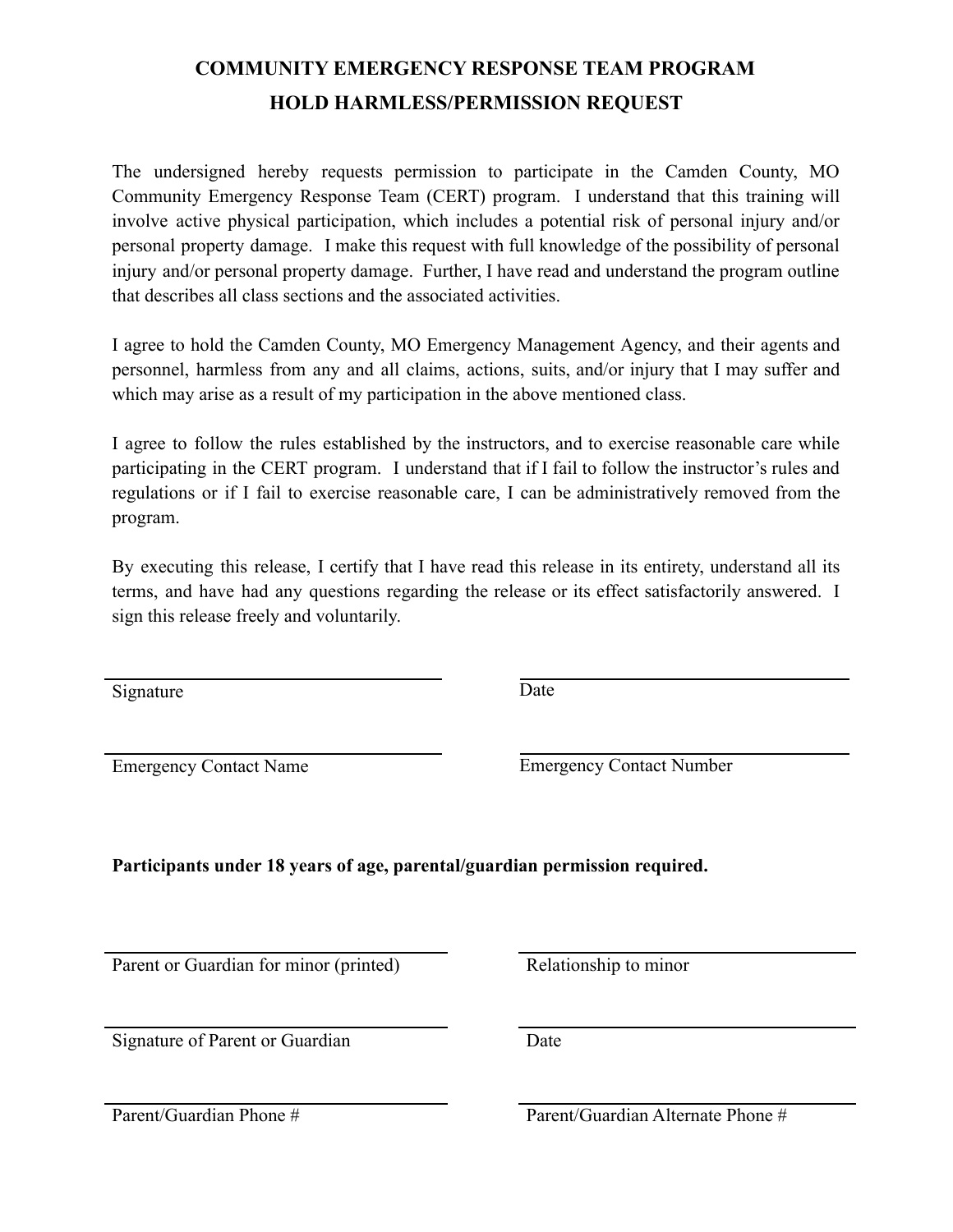# COMMUNITY EMERGENCY RESPONSE TEAM PROGRAM

## HOLD HARMLESS/PERMISSION REQUEST

The undersigned hereby requests permission to participate in the Camden County, MO Community Emergency Response Team (CERT) program. I understand that this training will involve active physical participation, which includes a potential risk of personal injury and/or personal property damage. I make this request with full knowledge of the possibility of personal injury and/or personal property damage. Further, I have read and understand the program outline that describes all class sections and the associated activities.

I agree to hold the Camden County, MO Emergency Management Agency, and their agents and personnel, harmless from any and all claims, actions, suits, and/or injury that I may suffer and which may arise as a result of my participation in the above mentioned class.

I agree to follow the rules established by the instructors, and to exercise reasonable care while participating in the CERT program. I understand that if I fail to follow the instructor's rules and regulations or if I fail to exercise reasonable care, I can be administratively removed from the program.

By executing this release, I certify that I have read this release in its entirety, understand all its terms, and have had any questions regarding the release or its effect satisfactorily answered. I sign this release freely and voluntarily.

_______________________________ Signature

_______________________________ Date

_______________________________ Emergency Contact Name

_______________________________ Emergency Contact Number

**Participants under 18 years of age, parental/guardian permission required.**

_______________________________ Parent or Guardian for minor (printed)

_______________________________ Relationship to minor

_______________________________ Signature of Parent or Guardian

_______________________________ Date

_______________________________ Parent/Guardian Phone #

_______________________________ Parent/Guardian Alternate Phone #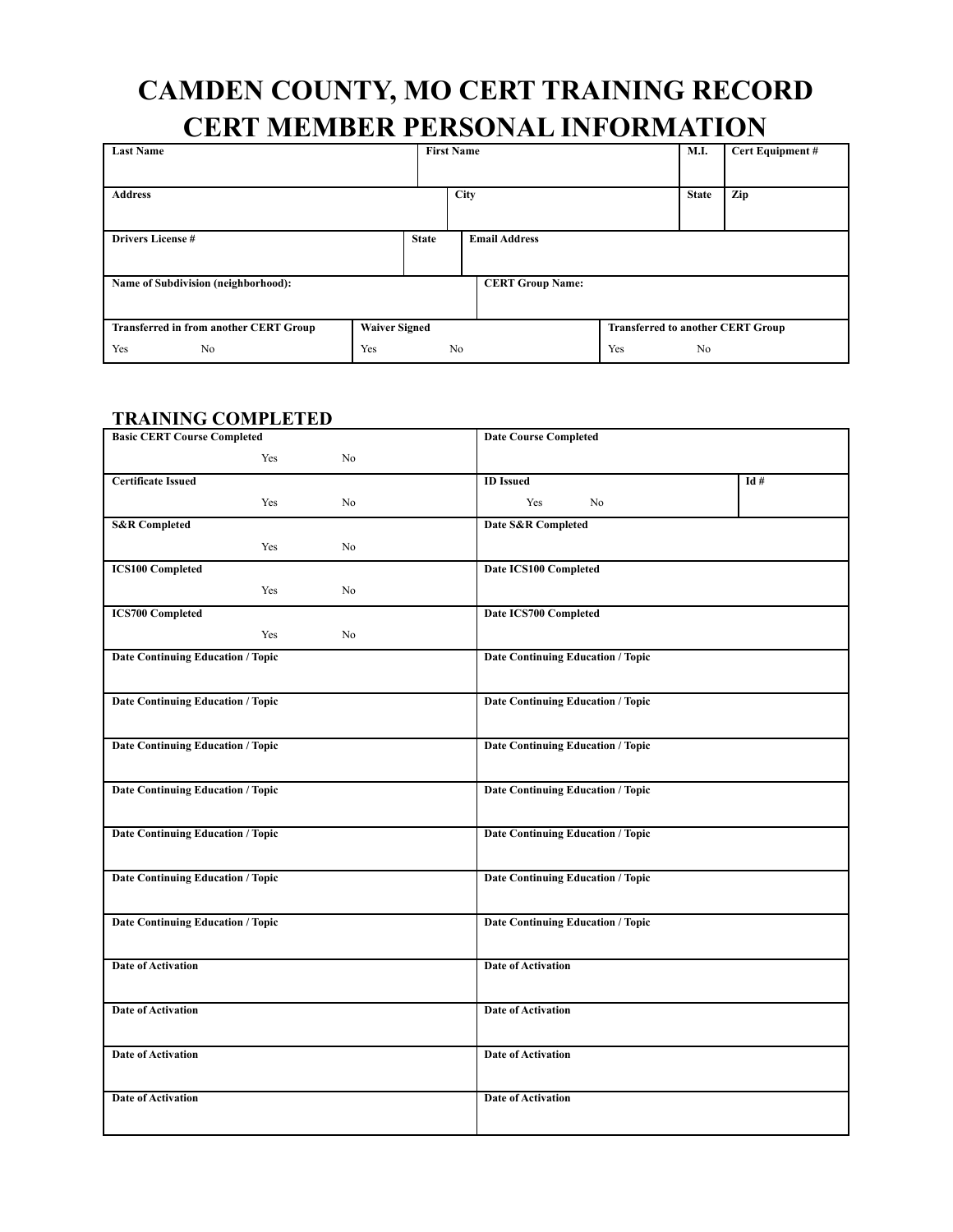# CAMDEN COUNTY, MO CERT TRAINING RECORD
# CERT MEMBER PERSONAL INFORMATION

| **Last Name** | **First Name** | **M.I.** | **Cert Equipment #** |
|---|---|---|---|
| | | | |

| **Address** | **City** | **State** | **Zip** |
|---|---|---|---|
| | | | |

| **Drivers License #** | **State** | **Email Address** |
|---|---|---|
| | | |

| **Name of Subdivision (neighborhood):** | **CERT Group Name:** |
|---|---|
| | |

| **Transferred in from another CERT Group** | **Waiver Signed** | **Transferred to another CERT Group** |
|---|---|---|
| Yes No | Yes No | Yes No |

## TRAINING COMPLETED

| **Basic CERT Course Completed** | **Date Course Completed** | |
|---|---|---|
| Yes No | | |
| **Certificate Issued** | **ID Issued** | **Id #** |
| Yes No | Yes No | |
| **S&R Completed** | **Date S&R Completed** | |
| Yes No | | |
| **ICS100 Completed** | **Date ICS100 Completed** | |
| Yes No | | |
| **ICS700 Completed** | **Date ICS700 Completed** | |
| Yes No | | |
| **Date Continuing Education / Topic** | **Date Continuing Education / Topic** | |
| **Date Continuing Education / Topic** | **Date Continuing Education / Topic** | |
| **Date Continuing Education / Topic** | **Date Continuing Education / Topic** | |
| **Date Continuing Education / Topic** | **Date Continuing Education / Topic** | |
| **Date Continuing Education / Topic** | **Date Continuing Education / Topic** | |
| **Date Continuing Education / Topic** | **Date Continuing Education / Topic** | |
| **Date Continuing Education / Topic** | **Date Continuing Education / Topic** | |
| **Date of Activation** | **Date of Activation** | |
| **Date of Activation** | **Date of Activation** | |
| **Date of Activation** | **Date of Activation** | |
| **Date of Activation** | **Date of Activation** | |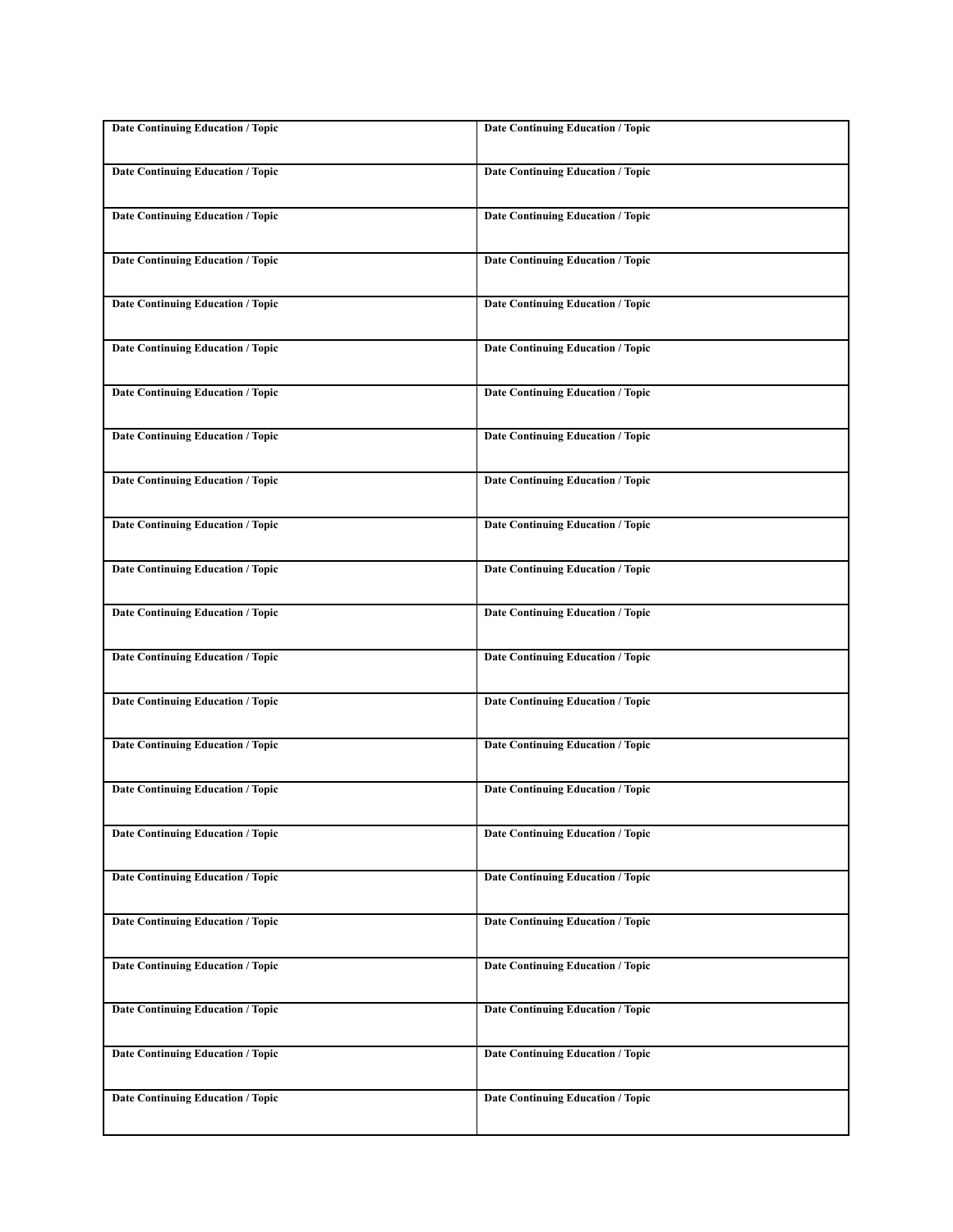| | |
|---|---|
| **Date Continuing Education / Topic** | **Date Continuing Education / Topic** |
| **Date Continuing Education / Topic** | **Date Continuing Education / Topic** |
| **Date Continuing Education / Topic** | **Date Continuing Education / Topic** |
| **Date Continuing Education / Topic** | **Date Continuing Education / Topic** |
| **Date Continuing Education / Topic** | **Date Continuing Education / Topic** |
| **Date Continuing Education / Topic** | **Date Continuing Education / Topic** |
| **Date Continuing Education / Topic** | **Date Continuing Education / Topic** |
| **Date Continuing Education / Topic** | **Date Continuing Education / Topic** |
| **Date Continuing Education / Topic** | **Date Continuing Education / Topic** |
| **Date Continuing Education / Topic** | **Date Continuing Education / Topic** |
| **Date Continuing Education / Topic** | **Date Continuing Education / Topic** |
| **Date Continuing Education / Topic** | **Date Continuing Education / Topic** |
| **Date Continuing Education / Topic** | **Date Continuing Education / Topic** |
| **Date Continuing Education / Topic** | **Date Continuing Education / Topic** |
| **Date Continuing Education / Topic** | **Date Continuing Education / Topic** |
| **Date Continuing Education / Topic** | **Date Continuing Education / Topic** |
| **Date Continuing Education / Topic** | **Date Continuing Education / Topic** |
| **Date Continuing Education / Topic** | **Date Continuing Education / Topic** |
| **Date Continuing Education / Topic** | **Date Continuing Education / Topic** |
| **Date Continuing Education / Topic** | **Date Continuing Education / Topic** |
| **Date Continuing Education / Topic** | **Date Continuing Education / Topic** |
| **Date Continuing Education / Topic** | **Date Continuing Education / Topic** |
| **Date Continuing Education / Topic** | **Date Continuing Education / Topic** |